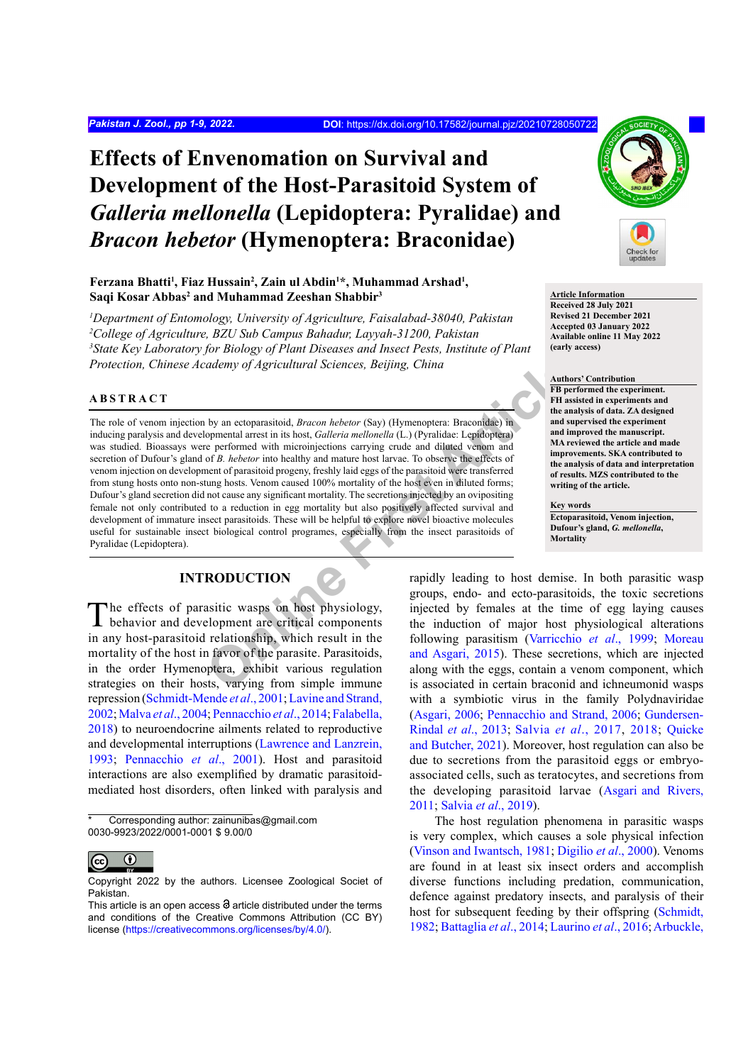# Effects of Envenomation on Survival and Development of the Host-Parasitoid System of *Galleria mellonella* (Lepidoptera: Pyralidae) and *Bracon hebetor* (Hymenoptera: Braconidae)

**Ferzana Bhatti[1], Fiaz Hussain[2], Zain ul Abdin[1]*, Muhammad Arshad[1], Saqi Kosar Abbas[2] and Muhammad Zeeshan Shabbir[3]**

*[1]Department of Entomology, University of Agriculture, Faisalabad-38040, Pakistan*
*[2]College of Agriculture, BZU Sub Campus Bahadur, Layyah-31200, Pakistan*
*[3]State Key Laboratory for Biology of Plant Diseases and Insect Pests, Institute of Plant Protection, Chinese Academy of Agricultural Sciences, Beijing, China*

**Article Information**
**Received 28 July 2021**
**Revised 21 December 2021**
**Accepted 03 January 2022**
**Available online 11 May 2022 (early access)**

**Authors' Contribution**
**FB performed the experiment. FH assisted in experiments and the analysis of data. ZA designed and supervised the experiment and improved the manuscript. MA reviewed the article and made improvements. SKA contributed to the analysis of data and interpretation of results. MZS contributed to the writing of the article.**

**Key words**
**Ectoparasitoid, Venom injection, Dufour's gland, *G. mellonella*, Mortality**

## ABSTRACT

The role of venom injection by an ectoparasitoid, *Bracon hebetor* (Say) (Hymenoptera: Braconidae) in inducing paralysis and developmental arrest in its host, *Galleria mellonella* (L.) (Pyralidae: Lepidoptera) was studied. Bioassays were performed with microinjections carrying crude and diluted venom and secretion of Dufour's gland of *B. hebetor* into healthy and mature host larvae. To observe the effects of venom injection on development of parasitoid progeny, freshly laid eggs of the parasitoid were transferred from stung hosts onto non-stung hosts. Venom caused 100% mortality of the host even in diluted forms; Dufour's gland secretion did not cause any significant mortality. The secretions injected by an ovipositing female not only contributed to a reduction in egg mortality but also positively affected survival and development of immature insect parasitoids. These will be helpful to explore novel bioactive molecules useful for sustainable insect biological control programes, especially from the insect parasitoids of Pyralidae (Lepidoptera).

## INTRODUCTION

The effects of parasitic wasps on host physiology, behavior and development are critical components in any host-parasitoid relationship, which result in the mortality of the host in favor of the parasite. Parasitoids, in the order Hymenoptera, exhibit various regulation strategies on their hosts, varying from simple immune repression (Schmidt-Mende *et al*., 2001; Lavine and Strand, 2002; Malva *et al*., 2004; Pennacchio *et al*., 2014; Falabella, 2018) to neuroendocrine ailments related to reproductive and developmental interruptions (Lawrence and Lanzrein, 1993; Pennacchio *et al*., 2001). Host and parasitoid interactions are also exemplified by dramatic parasitoid-mediated host disorders, often linked with paralysis and rapidly leading to host demise. In both parasitic wasp groups, endo- and ecto-parasitoids, the toxic secretions injected by females at the time of egg laying causes the induction of major host physiological alterations following parasitism (Varricchio *et al*., 1999; Moreau and Asgari, 2015). These secretions, which are injected along with the eggs, contain a venom component, which is associated in certain braconid and ichneumonid wasps with a symbiotic virus in the family Polydnaviridae (Asgari, 2006; Pennacchio and Strand, 2006; Gundersen-Rindal *et al*., 2013; Salvia *et al*., 2017, 2018; Quicke and Butcher, 2021). Moreover, host regulation can also be due to secretions from the parasitoid eggs or embryo-associated cells, such as teratocytes, and secretions from the developing parasitoid larvae (Asgari and Rivers, 2011; Salvia *et al*., 2019).

The host regulation phenomena in parasitic wasps is very complex, which causes a sole physical infection (Vinson and Iwantsch, 1981; Digilio *et al*., 2000). Venoms are found in at least six insect orders and accomplish diverse functions including predation, communication, defence against predatory insects, and paralysis of their host for subsequent feeding by their offspring (Schmidt, 1982; Battaglia *et al*., 2014; Laurino *et al*., 2016; Arbuckle,

---

* Corresponding author: zainunibas@gmail.com
0030-9923/2022/0001-0001 $ 9.00/0

Copyright 2022 by the authors. Licensee Zoological Society of Pakistan.
This article is an open access article distributed under the terms and conditions of the Creative Commons Attribution (CC BY) license (https://creativecommons.org/licenses/by/4.0/).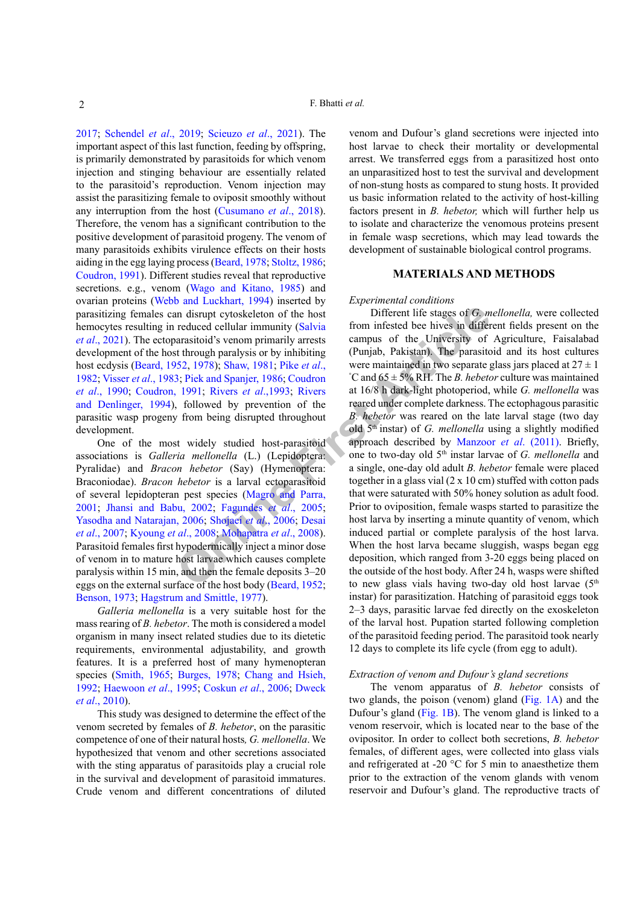2017; Schendel *et al*., 2019; Scieuzo *et al*., 2021). The important aspect of this last function, feeding by offspring, is primarily demonstrated by parasitoids for which venom injection and stinging behaviour are essentially related to the parasitoid's reproduction. Venom injection may assist the parasitizing female to oviposit smoothly without any interruption from the host (Cusumano *et al*., 2018). Therefore, the venom has a significant contribution to the positive development of parasitoid progeny. The venom of many parasitoids exhibits virulence effects on their hosts aiding in the egg laying process (Beard, 1978; Stoltz, 1986; Coudron, 1991). Different studies reveal that reproductive secretions. e.g., venom (Wago and Kitano, 1985) and ovarian proteins (Webb and Luckhart, 1994) inserted by parasitizing females can disrupt cytoskeleton of the host hemocytes resulting in reduced cellular immunity (Salvia *et al*., 2021). The ectoparasitoid's venom primarily arrests development of the host through paralysis or by inhibiting host ecdysis (Beard, 1952, 1978; Shaw, 1981; Pike *et al*., 1982; Visser *et al*., 1983; Piek and Spanjer, 1986; Coudron *et al*., 1990; Coudron, 1991; Rivers *et al*.,1993; Rivers and Denlinger, 1994), followed by prevention of the parasitic wasp progeny from being disrupted throughout development.

One of the most widely studied host-parasitoid associations is *Galleria mellonella* (L.) (Lepidoptera: Pyralidae) and *Bracon hebetor* (Say) (Hymenoptera: Braconidae). *Bracon hebetor* is a larval ectoparasitoid of several lepidopteran pest species (Magro and Parra, 2001; Jhansi and Babu, 2002; Fagundes *et al*., 2005; Yasodha and Natarajan, 2006; Shojaei *et al*., 2006; Desai *et al*., 2007; Kyoung *et al*., 2008; Mohapatra *et al*., 2008). Parasitoid females first hypodermically inject a minor dose of venom in to mature host larvae which causes complete paralysis within 15 min, and then the female deposits 3–20 eggs on the external surface of the host body (Beard, 1952; Benson, 1973; Hagstrum and Smittle, 1977).

*Galleria mellonella* is a very suitable host for the mass rearing of *B. hebetor*. The moth is considered a model organism in many insect related studies due to its dietetic requirements, environmental adjustability, and growth features. It is a preferred host of many hymenopteran species (Smith, 1965; Burges, 1978; Chang and Hsieh, 1992; Haewoon *et al*., 1995; Coskun *et al*., 2006; Dweck *et al*., 2010).

This study was designed to determine the effect of the venom secreted by females of *B. hebetor*, on the parasitic competence of one of their natural hosts*, G. mellonella*. We hypothesized that venom and other secretions associated with the sting apparatus of parasitoids play a crucial role in the survival and development of parasitoid immatures. Crude venom and different concentrations of diluted venom and Dufour's gland secretions were injected into host larvae to check their mortality or developmental arrest. We transferred eggs from a parasitized host onto an unparasitized host to test the survival and development of non-stung hosts as compared to stung hosts. It provided us basic information related to the activity of host-killing factors present in *B. hebetor,* which will further help us to isolate and characterize the venomous proteins present in female wasp secretions, which may lead towards the development of sustainable biological control programs.

## MATERIALS AND METHODS

### *Experimental conditions*

Different life stages of *G. mellonella,* were collected from infested bee hives in different fields present on the campus of the University of Agriculture, Faisalabad (Punjab, Pakistan). The parasitoid and its host cultures were maintained in two separate glass jars placed at 27 ± 1 °C and 65 ± 5% RH. The *B. hebetor* culture was maintained at 16/8 h dark-light photoperiod, while *G. mellonella* was reared under complete darkness. The ectophagous parasitic *B. hebetor* was reared on the late larval stage (two day old 5th instar) of *G. mellonella* using a slightly modified approach described by Manzoor *et al*. (2011). Briefly, one to two-day old 5th instar larvae of *G. mellonella* and a single, one-day old adult *B. hebetor* female were placed together in a glass vial (2 x 10 cm) stuffed with cotton pads that were saturated with 50% honey solution as adult food. Prior to oviposition, female wasps started to parasitize the host larva by inserting a minute quantity of venom, which induced partial or complete paralysis of the host larva. When the host larva became sluggish, wasps began egg deposition, which ranged from 3-20 eggs being placed on the outside of the host body. After 24 h, wasps were shifted to new glass vials having two-day old host larvae (5th instar) for parasitization. Hatching of parasitoid eggs took 2–3 days, parasitic larvae fed directly on the exoskeleton of the larval host. Pupation started following completion of the parasitoid feeding period. The parasitoid took nearly 12 days to complete its life cycle (from egg to adult).

### *Extraction of venom and Dufour's gland secretions*

The venom apparatus of *B. hebetor* consists of two glands, the poison (venom) gland (Fig. 1A) and the Dufour's gland (Fig. 1B). The venom gland is linked to a venom reservoir, which is located near to the base of the ovipositor. In order to collect both secretions, *B. hebetor* females, of different ages, were collected into glass vials and refrigerated at -20 °C for 5 min to anaesthetize them prior to the extraction of the venom glands with venom reservoir and Dufour's gland. The reproductive tracts of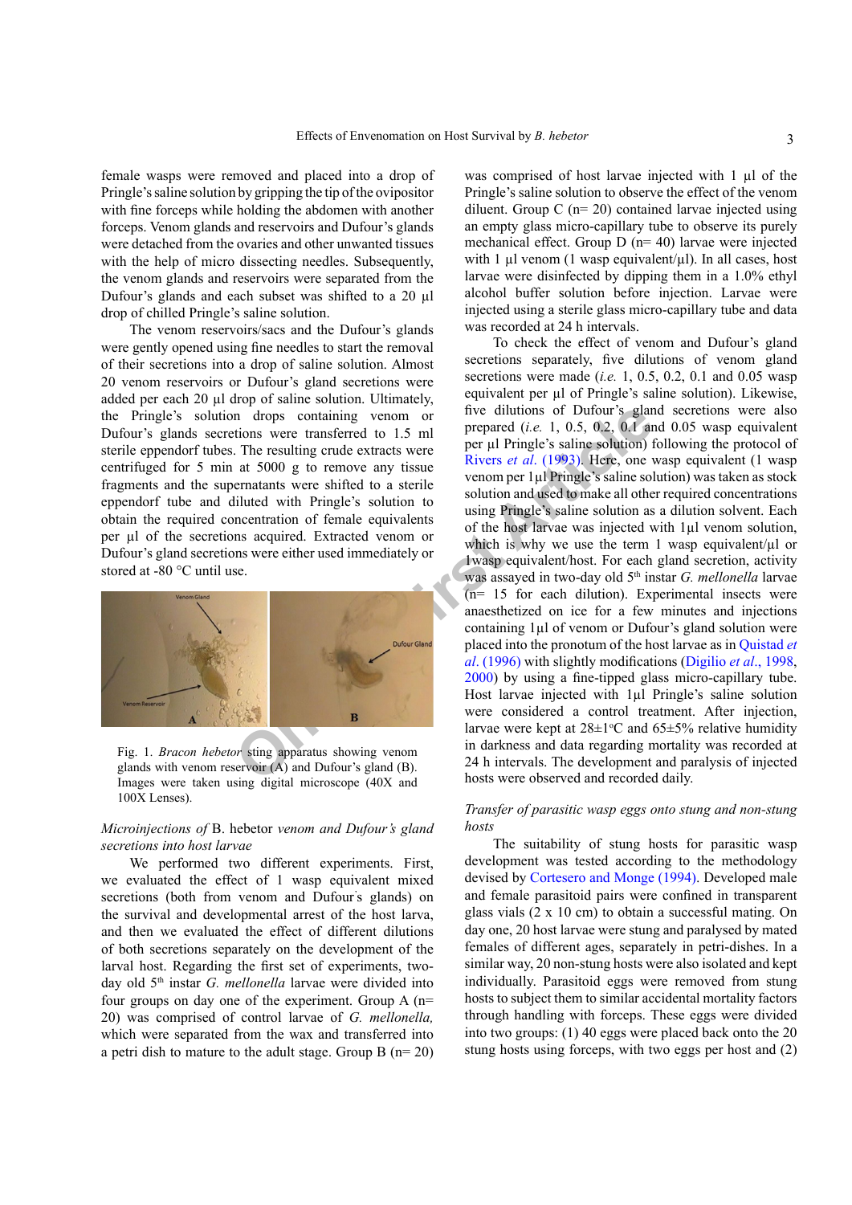female wasps were removed and placed into a drop of Pringle's saline solution by gripping the tip of the ovipositor with fine forceps while holding the abdomen with another forceps. Venom glands and reservoirs and Dufour's glands were detached from the ovaries and other unwanted tissues with the help of micro dissecting needles. Subsequently, the venom glands and reservoirs were separated from the Dufour's glands and each subset was shifted to a 20 µl drop of chilled Pringle's saline solution.

The venom reservoirs/sacs and the Dufour's glands were gently opened using fine needles to start the removal of their secretions into a drop of saline solution. Almost 20 venom reservoirs or Dufour's gland secretions were added per each 20 µl drop of saline solution. Ultimately, the Pringle's solution drops containing venom or Dufour's glands secretions were transferred to 1.5 ml sterile eppendorf tubes. The resulting crude extracts were centrifuged for 5 min at 5000 g to remove any tissue fragments and the supernatants were shifted to a sterile eppendorf tube and diluted with Pringle's solution to obtain the required concentration of female equivalents per µl of the secretions acquired. Extracted venom or Dufour's gland secretions were either used immediately or stored at -80 °C until use.

Fig. 1. *Bracon hebetor* sting apparatus showing venom glands with venom reservoir (A) and Dufour's gland (B). Images were taken using digital microscope (40X and 100X Lenses).

*Microinjections of* B. hebetor *venom and Dufour's gland secretions into host larvae*

We performed two different experiments. First, we evaluated the effect of 1 wasp equivalent mixed secretions (both from venom and Dufour's glands) on the survival and developmental arrest of the host larva, and then we evaluated the effect of different dilutions of both secretions separately on the development of the larval host. Regarding the first set of experiments, two-day old 5th instar *G. mellonella* larvae were divided into four groups on day one of the experiment. Group A (n= 20) was comprised of control larvae of *G. mellonella,* which were separated from the wax and transferred into a petri dish to mature to the adult stage. Group B (n= 20) was comprised of host larvae injected with 1 µl of the Pringle's saline solution to observe the effect of the venom diluent. Group C (n= 20) contained larvae injected using an empty glass micro-capillary tube to observe its purely mechanical effect. Group D (n= 40) larvae were injected with 1 µl venom (1 wasp equivalent/µl). In all cases, host larvae were disinfected by dipping them in a 1.0% ethyl alcohol buffer solution before injection. Larvae were injected using a sterile glass micro-capillary tube and data was recorded at 24 h intervals.

To check the effect of venom and Dufour's gland secretions separately, five dilutions of venom gland secretions were made (*i.e.* 1, 0.5, 0.2, 0.1 and 0.05 wasp equivalent per µl of Pringle's saline solution). Likewise, five dilutions of Dufour's gland secretions were also prepared (*i.e.* 1, 0.5, 0.2, 0.1 and 0.05 wasp equivalent per µl Pringle's saline solution) following the protocol of Rivers *et al*. (1993). Here, one wasp equivalent (1 wasp venom per 1µl Pringle's saline solution) was taken as stock solution and used to make all other required concentrations using Pringle's saline solution as a dilution solvent. Each of the host larvae was injected with 1µl venom solution, which is why we use the term 1 wasp equivalent/µl or 1wasp equivalent/host. For each gland secretion, activity was assayed in two-day old 5th instar *G. mellonella* larvae (n= 15 for each dilution). Experimental insects were anaesthetized on ice for a few minutes and injections containing 1µl of venom or Dufour's gland solution were placed into the pronotum of the host larvae as in Quistad *et al*. (1996) with slightly modifications (Digilio *et al*., 1998, 2000) by using a fine-tipped glass micro-capillary tube. Host larvae injected with 1µl Pringle's saline solution were considered a control treatment. After injection, larvae were kept at 28±1°C and 65±5% relative humidity in darkness and data regarding mortality was recorded at 24 h intervals. The development and paralysis of injected hosts were observed and recorded daily.

*Transfer of parasitic wasp eggs onto stung and non-stung hosts*

The suitability of stung hosts for parasitic wasp development was tested according to the methodology devised by Cortesero and Monge (1994). Developed male and female parasitoid pairs were confined in transparent glass vials (2 x 10 cm) to obtain a successful mating. On day one, 20 host larvae were stung and paralysed by mated females of different ages, separately in petri-dishes. In a similar way, 20 non-stung hosts were also isolated and kept individually. Parasitoid eggs were removed from stung hosts to subject them to similar accidental mortality factors through handling with forceps. These eggs were divided into two groups: (1) 40 eggs were placed back onto the 20 stung hosts using forceps, with two eggs per host and (2)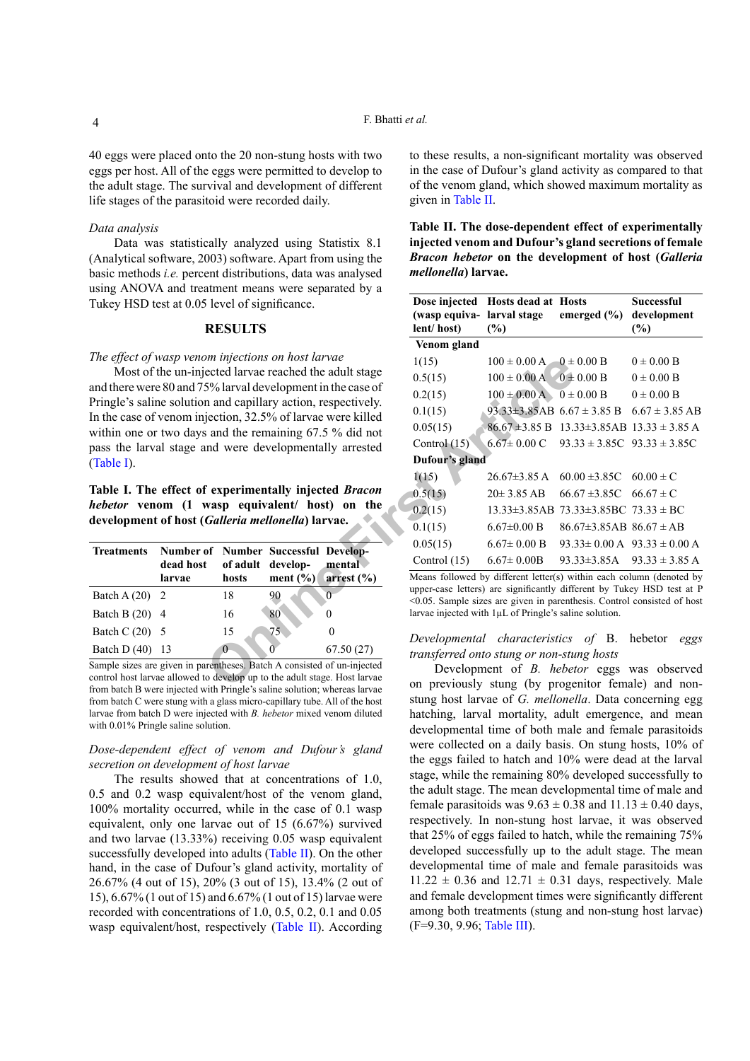40 eggs were placed onto the 20 non-stung hosts with two eggs per host. All of the eggs were permitted to develop to the adult stage. The survival and development of different life stages of the parasitoid were recorded daily.

*Data analysis*

Data was statistically analyzed using Statistix 8.1 (Analytical software, 2003) software. Apart from using the basic methods *i.e.* percent distributions, data was analysed using ANOVA and treatment means were separated by a Tukey HSD test at 0.05 level of significance.

## RESULTS

*The effect of wasp venom injections on host larvae*

Most of the un-injected larvae reached the adult stage and there were 80 and 75% larval development in the case of Pringle's saline solution and capillary action, respectively. In the case of venom injection, 32.5% of larvae were killed within one or two days and the remaining 67.5 % did not pass the larval stage and were developmentally arrested (Table I).

**Table I. The effect of experimentally injected *Bracon hebetor* venom (1 wasp equivalent/ host) on the development of host (*Galleria mellonella*) larvae.**

| Treatments | Number of dead host larvae | Number of adult hosts | Successful development (%) | Developmental arrest (%) |
|---|---|---|---|---|
| Batch A (20) | 2 | 18 | 90 | 0 |
| Batch B (20) | 4 | 16 | 80 | 0 |
| Batch C (20) | 5 | 15 | 75 | 0 |
| Batch D (40) | 13 | 0 | 0 | 67.50 (27) |

Sample sizes are given in parentheses. Batch A consisted of un-injected control host larvae allowed to develop up to the adult stage. Host larvae from batch B were injected with Pringle's saline solution; whereas larvae from batch C were stung with a glass micro-capillary tube. All of the host larvae from batch D were injected with *B. hebetor* mixed venom diluted with 0.01% Pringle saline solution.

*Dose-dependent effect of venom and Dufour's gland secretion on development of host larvae*

The results showed that at concentrations of 1.0, 0.5 and 0.2 wasp equivalent/host of the venom gland, 100% mortality occurred, while in the case of 0.1 wasp equivalent, only one larvae out of 15 (6.67%) survived and two larvae (13.33%) receiving 0.05 wasp equivalent successfully developed into adults (Table II). On the other hand, in the case of Dufour's gland activity, mortality of 26.67% (4 out of 15), 20% (3 out of 15), 13.4% (2 out of 15), 6.67% (1 out of 15) and 6.67% (1 out of 15) larvae were recorded with concentrations of 1.0, 0.5, 0.2, 0.1 and 0.05 wasp equivalent/host, respectively (Table II). According to these results, a non-significant mortality was observed in the case of Dufour's gland activity as compared to that of the venom gland, which showed maximum mortality as given in Table II.

**Table II. The dose-dependent effect of experimentally injected venom and Dufour's gland secretions of female *Bracon hebetor* on the development of host (*Galleria mellonella*) larvae.**

| Dose injected (wasp equivalent/ host) | Hosts dead at larval stage (%) | Hosts emerged (%) | Successful development (%) |
|---|---|---|---|
| **Venom gland** | | | |
| 1(15) | 100 ± 0.00 A | 0 ± 0.00 B | 0 ± 0.00 B |
| 0.5(15) | 100 ± 0.00 A | 0 ± 0.00 B | 0 ± 0.00 B |
| 0.2(15) | 100 ± 0.00 A | 0 ± 0.00 B | 0 ± 0.00 B |
| 0.1(15) | 93.33±3.85AB | 6.67 ± 3.85 B | 6.67 ± 3.85 AB |
| 0.05(15) | 86.67 ±3.85 B | 13.33±3.85AB | 13.33 ± 3.85 A |
| Control (15) | 6.67± 0.00 C | 93.33 ± 3.85C | 93.33 ± 3.85C |
| **Dufour's gland** | | | |
| 1(15) | 26.67±3.85 A | 60.00 ±3.85C | 60.00 ± C |
| 0.5(15) | 20± 3.85 AB | 66.67 ±3.85C | 66.67 ± C |
| 0.2(15) | 13.33±3.85AB | 73.33±3.85BC | 73.33 ± BC |
| 0.1(15) | 6.67±0.00 B | 86.67±3.85AB | 86.67 ± AB |
| 0.05(15) | 6.67± 0.00 B | 93.33± 0.00 A | 93.33 ± 0.00 A |
| Control (15) | 6.67± 0.00B | 93.33±3.85A | 93.33 ± 3.85 A |

Means followed by different letter(s) within each column (denoted by upper-case letters) are significantly different by Tukey HSD test at P <0.05. Sample sizes are given in parenthesis. Control consisted of host larvae injected with 1μL of Pringle's saline solution.

*Developmental characteristics of* B. hebetor *eggs transferred onto stung or non-stung hosts*

Development of *B. hebetor* eggs was observed on previously stung (by progenitor female) and non-stung host larvae of *G. mellonella*. Data concerning egg hatching, larval mortality, adult emergence, and mean developmental time of both male and female parasitoids were collected on a daily basis. On stung hosts, 10% of the eggs failed to hatch and 10% were dead at the larval stage, while the remaining 80% developed successfully to the adult stage. The mean developmental time of male and female parasitoids was 9.63 ± 0.38 and 11.13 ± 0.40 days, respectively. In non-stung host larvae, it was observed that 25% of eggs failed to hatch, while the remaining 75% developed successfully up to the adult stage. The mean developmental time of male and female parasitoids was 11.22 ± 0.36 and 12.71 ± 0.31 days, respectively. Male and female development times were significantly different among both treatments (stung and non-stung host larvae) (F=9.30, 9.96; Table III).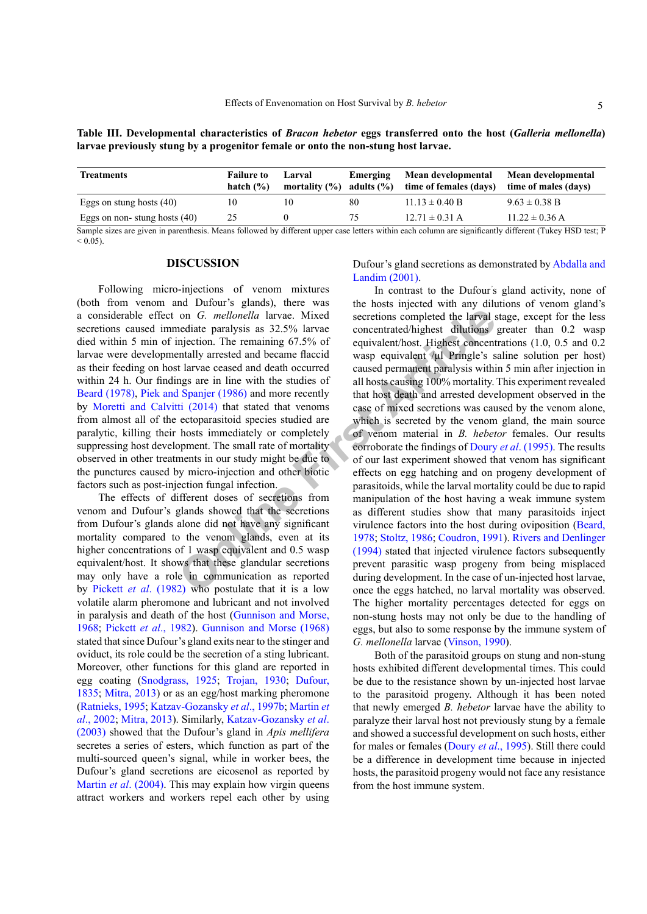**Table III. Developmental characteristics of *Bracon hebetor* eggs transferred onto the host (*Galleria mellonella*) larvae previously stung by a progenitor female or onto the non-stung host larvae.**

| Treatments | Failure to hatch (%) | Larval mortality (%) | Emerging adults (%) | Mean developmental time of females (days) | Mean developmental time of males (days) |
|---|---|---|---|---|---|
| Eggs on stung hosts (40) | 10 | 10 | 80 | 11.13 ± 0.40 B | 9.63 ± 0.38 B |
| Eggs on non- stung hosts (40) | 25 | 0 | 75 | 12.71 ± 0.31 A | 11.22 ± 0.36 A |

Sample sizes are given in parenthesis. Means followed by different upper case letters within each column are significantly different (Tukey HSD test; P < 0.05).

## DISCUSSION

Following micro-injections of venom mixtures (both from venom and Dufour's glands), there was a considerable effect on *G. mellonella* larvae. Mixed secretions caused immediate paralysis as 32.5% larvae died within 5 min of injection. The remaining 67.5% of larvae were developmentally arrested and became flaccid as their feeding on host larvae ceased and death occurred within 24 h. Our findings are in line with the studies of Beard (1978), Piek and Spanjer (1986) and more recently by Moretti and Calvitti (2014) that stated that venoms from almost all of the ectoparasitoid species studied are paralytic, killing their hosts immediately or completely suppressing host development. The small rate of mortality observed in other treatments in our study might be due to the punctures caused by micro-injection and other biotic factors such as post-injection fungal infection.

The effects of different doses of secretions from venom and Dufour's glands showed that the secretions from Dufour's glands alone did not have any significant mortality compared to the venom glands, even at its higher concentrations of 1 wasp equivalent and 0.5 wasp equivalent/host. It shows that these glandular secretions may only have a role in communication as reported by Pickett *et al*. (1982) who postulate that it is a low volatile alarm pheromone and lubricant and not involved in paralysis and death of the host (Gunnison and Morse, 1968; Pickett *et al*., 1982). Gunnison and Morse (1968) stated that since Dufour's gland exits near to the stinger and oviduct, its role could be the secretion of a sting lubricant. Moreover, other functions for this gland are reported in egg coating (Snodgrass, 1925; Trojan, 1930; Dufour, 1835; Mitra, 2013) or as an egg/host marking pheromone (Ratnieks, 1995; Katzav-Gozansky *et al*., 1997b; Martin *et al*., 2002; Mitra, 2013). Similarly, Katzav-Gozansky *et al*. (2003) showed that the Dufour's gland in *Apis mellifera* secretes a series of esters, which function as part of the multi-sourced queen's signal, while in worker bees, the Dufour's gland secretions are eicosenol as reported by Martin *et al*. (2004). This may explain how virgin queens attract workers and workers repel each other by using Dufour's gland secretions as demonstrated by Abdalla and Landim (2001).

In contrast to the Dufour's gland activity, none of the hosts injected with any dilutions of venom gland's secretions completed the larval stage, except for the less concentrated/highest dilutions greater than 0.2 wasp equivalent/host. Highest concentrations (1.0, 0.5 and 0.2 wasp equivalent /µl Pringle's saline solution per host) caused permanent paralysis within 5 min after injection in all hosts causing 100% mortality. This experiment revealed that host death and arrested development observed in the case of mixed secretions was caused by the venom alone, which is secreted by the venom gland, the main source of venom material in *B. hebetor* females. Our results corroborate the findings of Doury *et al*. (1995). The results of our last experiment showed that venom has significant effects on egg hatching and on progeny development of parasitoids, while the larval mortality could be due to rapid manipulation of the host having a weak immune system as different studies show that many parasitoids inject virulence factors into the host during oviposition (Beard, 1978; Stoltz, 1986; Coudron, 1991). Rivers and Denlinger (1994) stated that injected virulence factors subsequently prevent parasitic wasp progeny from being misplaced during development. In the case of un-injected host larvae, once the eggs hatched, no larval mortality was observed. The higher mortality percentages detected for eggs on non-stung hosts may not only be due to the handling of eggs, but also to some response by the immune system of *G. mellonella* larvae (Vinson, 1990).

Both of the parasitoid groups on stung and non-stung hosts exhibited different developmental times. This could be due to the resistance shown by un-injected host larvae to the parasitoid progeny. Although it has been noted that newly emerged *B. hebetor* larvae have the ability to paralyze their larval host not previously stung by a female and showed a successful development on such hosts, either for males or females (Doury *et al*., 1995). Still there could be a difference in development time because in injected hosts, the parasitoid progeny would not face any resistance from the host immune system.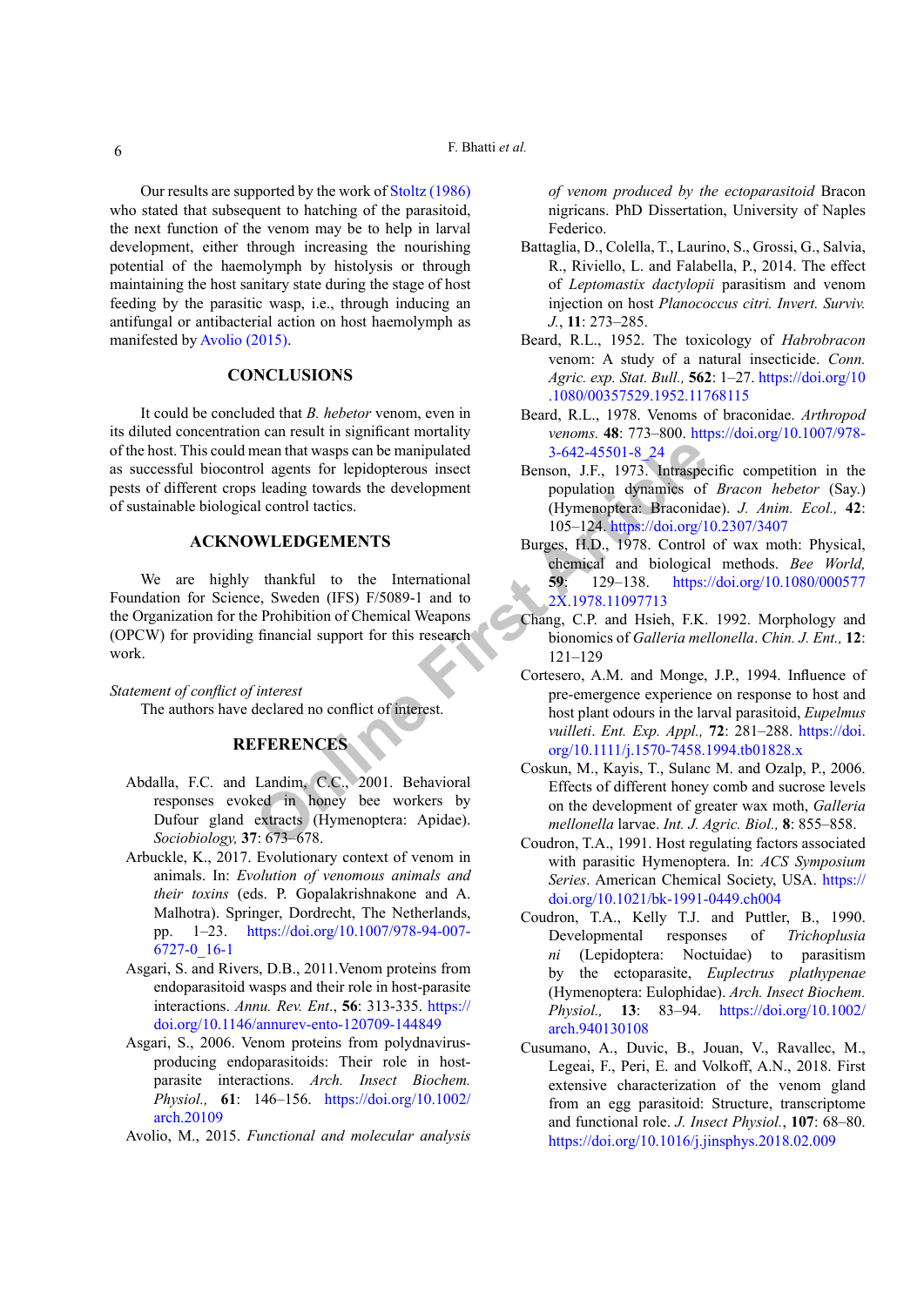Our results are supported by the work of Stoltz (1986) who stated that subsequent to hatching of the parasitoid, the next function of the venom may be to help in larval development, either through increasing the nourishing potential of the haemolymph by histolysis or through maintaining the host sanitary state during the stage of host feeding by the parasitic wasp, i.e., through inducing an antifungal or antibacterial action on host haemolymph as manifested by Avolio (2015).

## CONCLUSIONS

It could be concluded that *B. hebetor* venom, even in its diluted concentration can result in significant mortality of the host. This could mean that wasps can be manipulated as successful biocontrol agents for lepidopterous insect pests of different crops leading towards the development of sustainable biological control tactics.

## ACKNOWLEDGEMENTS

We are highly thankful to the International Foundation for Science, Sweden (IFS) F/5089-1 and to the Organization for the Prohibition of Chemical Weapons (OPCW) for providing financial support for this research work.

*Statement of conflict of interest*

The authors have declared no conflict of interest.

## REFERENCES

Abdalla, F.C. and Landim, C.C., 2001. Behavioral responses evoked in honey bee workers by Dufour gland extracts (Hymenoptera: Apidae). *Sociobiology,* **37**: 673–678.

Arbuckle, K., 2017. Evolutionary context of venom in animals. In: *Evolution of venomous animals and their toxins* (eds. P. Gopalakrishnakone and A. Malhotra). Springer, Dordrecht, The Netherlands, pp. 1–23. https://doi.org/10.1007/978-94-007-6727-0_16-1

Asgari, S. and Rivers, D.B., 2011.Venom proteins from endoparasitoid wasps and their role in host-parasite interactions. *Annu. Rev. Ent*., **56**: 313-335. https://doi.org/10.1146/annurev-ento-120709-144849

Asgari, S., 2006. Venom proteins from polydnavirus-producing endoparasitoids: Their role in host-parasite interactions. *Arch. Insect Biochem. Physiol.,* **61**: 146–156. https://doi.org/10.1002/arch.20109

Avolio, M., 2015. *Functional and molecular analysis of venom produced by the ectoparasitoid* Bracon nigricans. PhD Dissertation, University of Naples Federico.

Battaglia, D., Colella, T., Laurino, S., Grossi, G., Salvia, R., Riviello, L. and Falabella, P., 2014. The effect of *Leptomastix dactylopii* parasitism and venom injection on host *Planococcus citri. Invert. Surviv. J.*, **11**: 273–285.

Beard, R.L., 1952. The toxicology of *Habrobracon* venom: A study of a natural insecticide. *Conn. Agric. exp. Stat. Bull.,* **562**: 1–27. https://doi.org/10.1080/00357529.1952.11768115

Beard, R.L., 1978. Venoms of braconidae. *Arthropod venoms.* **48**: 773–800. https://doi.org/10.1007/978-3-642-45501-8_24

Benson, J.F., 1973. Intraspecific competition in the population dynamics of *Bracon hebetor* (Say.) (Hymenoptera: Braconidae). *J. Anim. Ecol.,* **42**: 105–124. https://doi.org/10.2307/3407

Burges, H.D., 1978. Control of wax moth: Physical, chemical and biological methods. *Bee World,* **59**: 129–138. https://doi.org/10.1080/0005772X.1978.11097713

Chang, C.P. and Hsieh, F.K. 1992. Morphology and bionomics of *Galleria mellonella*. *Chin. J. Ent.,* **12**: 121–129

Cortesero, A.M. and Monge, J.P., 1994. Influence of pre-emergence experience on response to host and host plant odours in the larval parasitoid, *Eupelmus vuilleti*. *Ent. Exp. Appl.,* **72**: 281–288. https://doi.org/10.1111/j.1570-7458.1994.tb01828.x

Coskun, M., Kayis, T., Sulanc M. and Ozalp, P., 2006. Effects of different honey comb and sucrose levels on the development of greater wax moth, *Galleria mellonella* larvae. *Int. J. Agric. Biol.,* **8**: 855–858.

Coudron, T.A., 1991. Host regulating factors associated with parasitic Hymenoptera. In: *ACS Symposium Series*. American Chemical Society, USA. https://doi.org/10.1021/bk-1991-0449.ch004

Coudron, T.A., Kelly T.J. and Puttler, B., 1990. Developmental responses of *Trichoplusia ni* (Lepidoptera: Noctuidae) to parasitism by the ectoparasite, *Euplectrus plathypenae* (Hymenoptera: Eulophidae). *Arch. Insect Biochem. Physiol.,* **13**: 83–94. https://doi.org/10.1002/arch.940130108

Cusumano, A., Duvic, B., Jouan, V., Ravallec, M., Legeai, F., Peri, E. and Volkoff, A.N., 2018. First extensive characterization of the venom gland from an egg parasitoid: Structure, transcriptome and functional role. *J. Insect Physiol.*, **107**: 68–80. https://doi.org/10.1016/j.jinsphys.2018.02.009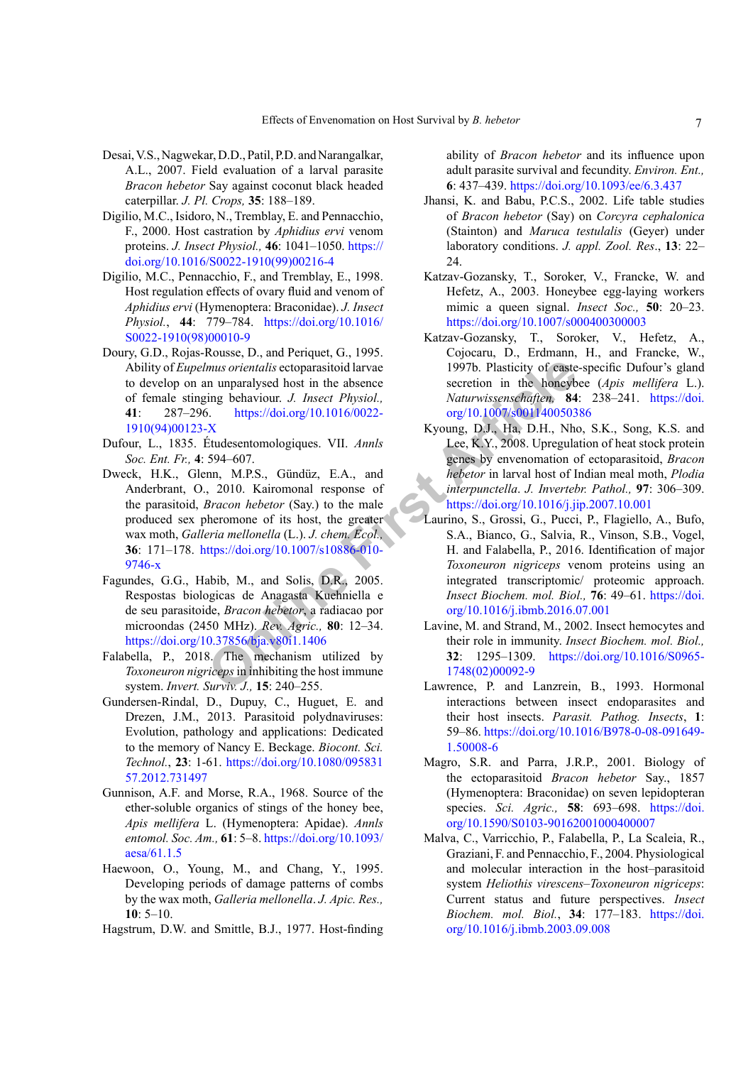Desai, V.S., Nagwekar, D.D., Patil, P.D. and Narangalkar, A.L., 2007. Field evaluation of a larval parasite *Bracon hebetor* Say against coconut black headed caterpillar. *J. Pl. Crops,* **35**: 188–189.

Digilio, M.C., Isidoro, N., Tremblay, E. and Pennacchio, F., 2000. Host castration by *Aphidius ervi* venom proteins. *J. Insect Physiol.,* **46**: 1041–1050. https://doi.org/10.1016/S0022-1910(99)00216-4

Digilio, M.C., Pennacchio, F., and Tremblay, E., 1998. Host regulation effects of ovary fluid and venom of *Aphidius ervi* (Hymenoptera: Braconidae). *J. Insect Physiol.*, **44**: 779–784. https://doi.org/10.1016/S0022-1910(98)00010-9

Doury, G.D., Rojas-Rousse, D., and Periquet, G., 1995. Ability of *Eupelmus orientalis* ectoparasitoid larvae to develop on an unparalysed host in the absence of female stinging behaviour. *J. Insect Physiol.,* **41**: 287–296. https://doi.org/10.1016/0022-1910(94)00123-X

Dufour, L., 1835. Étudesentomologiques. VII. *Annls Soc. Ent. Fr.,* **4**: 594–607.

Dweck, H.K., Glenn, M.P.S., Gündüz, E.A., and Anderbrant, O., 2010. Kairomonal response of the parasitoid, *Bracon hebetor* (Say.) to the male produced sex pheromone of its host, the greater wax moth, *Galleria mellonella* (L.). *J. chem. Ecol.,* **36**: 171–178. https://doi.org/10.1007/s10886-010-9746-x

Fagundes, G.G., Habib, M., and Solis, D.R., 2005. Respostas biologicas de Anagasta Kuehniella e de seu parasitoide, *Bracon hebetor*, a radiacao por microondas (2450 MHz). *Rev. Agric.,* **80**: 12–34. https://doi.org/10.37856/bja.v80i1.1406

Falabella, P., 2018. The mechanism utilized by *Toxoneuron nigriceps* in inhibiting the host immune system. *Invert. Surviv. J.,* **15**: 240–255.

Gundersen-Rindal, D., Dupuy, C., Huguet, E. and Drezen, J.M., 2013. Parasitoid polydnaviruses: Evolution, pathology and applications: Dedicated to the memory of Nancy E. Beckage. *Biocont. Sci. Technol.*, **23**: 1-61. https://doi.org/10.1080/09583157.2012.731497

Gunnison, A.F. and Morse, R.A., 1968. Source of the ether-soluble organics of stings of the honey bee, *Apis mellifera* L. (Hymenoptera: Apidae). *Annls entomol. Soc. Am.,* **61**: 5–8. https://doi.org/10.1093/aesa/61.1.5

Haewoon, O., Young, M., and Chang, Y., 1995. Developing periods of damage patterns of combs by the wax moth, *Galleria mellonella*. *J. Apic. Res.,* **10**: 5–10.

Hagstrum, D.W. and Smittle, B.J., 1977. Host-finding ability of *Bracon hebetor* and its influence upon adult parasite survival and fecundity. *Environ. Ent.,* **6**: 437–439. https://doi.org/10.1093/ee/6.3.437

Jhansi, K. and Babu, P.C.S., 2002. Life table studies of *Bracon hebetor* (Say) on *Corcyra cephalonica* (Stainton) and *Maruca testulalis* (Geyer) under laboratory conditions. *J. appl. Zool. Res.*, **13**: 22–24.

Katzav-Gozansky, T., Soroker, V., Francke, W. and Hefetz, A., 2003. Honeybee egg-laying workers mimic a queen signal. *Insect Soc.,* **50**: 20–23. https://doi.org/10.1007/s000400300003

Katzav-Gozansky, T., Soroker, V., Hefetz, A., Cojocaru, D., Erdmann, H., and Francke, W., 1997b. Plasticity of caste-specific Dufour's gland secretion in the honeybee (*Apis mellifera* L.). *Naturwissenschaften,* **84**: 238–241. https://doi.org/10.1007/s001140050386

Kyoung, D.J., Ha, D.H., Nho, S.K., Song, K.S. and Lee, K.Y., 2008. Upregulation of heat stock protein genes by envenomation of ectoparasitoid, *Bracon hebetor* in larval host of Indian meal moth, *Plodia interpunctella*. *J. Invertebr. Pathol.,* **97**: 306–309. https://doi.org/10.1016/j.jip.2007.10.001

Laurino, S., Grossi, G., Pucci, P., Flagiello, A., Bufo, S.A., Bianco, G., Salvia, R., Vinson, S.B., Vogel, H. and Falabella, P., 2016. Identification of major *Toxoneuron nigriceps* venom proteins using an integrated transcriptomic/ proteomic approach. *Insect Biochem. mol. Biol.,* **76**: 49–61. https://doi.org/10.1016/j.ibmb.2016.07.001

Lavine, M. and Strand, M., 2002. Insect hemocytes and their role in immunity. *Insect Biochem. mol. Biol.,* **32**: 1295–1309. https://doi.org/10.1016/S0965-1748(02)00092-9

Lawrence, P. and Lanzrein, B., 1993. Hormonal interactions between insect endoparasites and their host insects. *Parasit. Pathog. Insects*, **1**: 59–86. https://doi.org/10.1016/B978-0-08-091649-1.50008-6

Magro, S.R. and Parra, J.R.P., 2001. Biology of the ectoparasitoid *Bracon hebetor* Say., 1857 (Hymenoptera: Braconidae) on seven lepidopteran species. *Sci. Agric.,* **58**: 693–698. https://doi.org/10.1590/S0103-90162001000400007

Malva, C., Varricchio, P., Falabella, P., La Scaleia, R., Graziani, F. and Pennacchio, F., 2004. Physiological and molecular interaction in the host–parasitoid system *Heliothis virescens–Toxoneuron nigriceps*: Current status and future perspectives. *Insect Biochem. mol. Biol.*, **34**: 177–183. https://doi.org/10.1016/j.ibmb.2003.09.008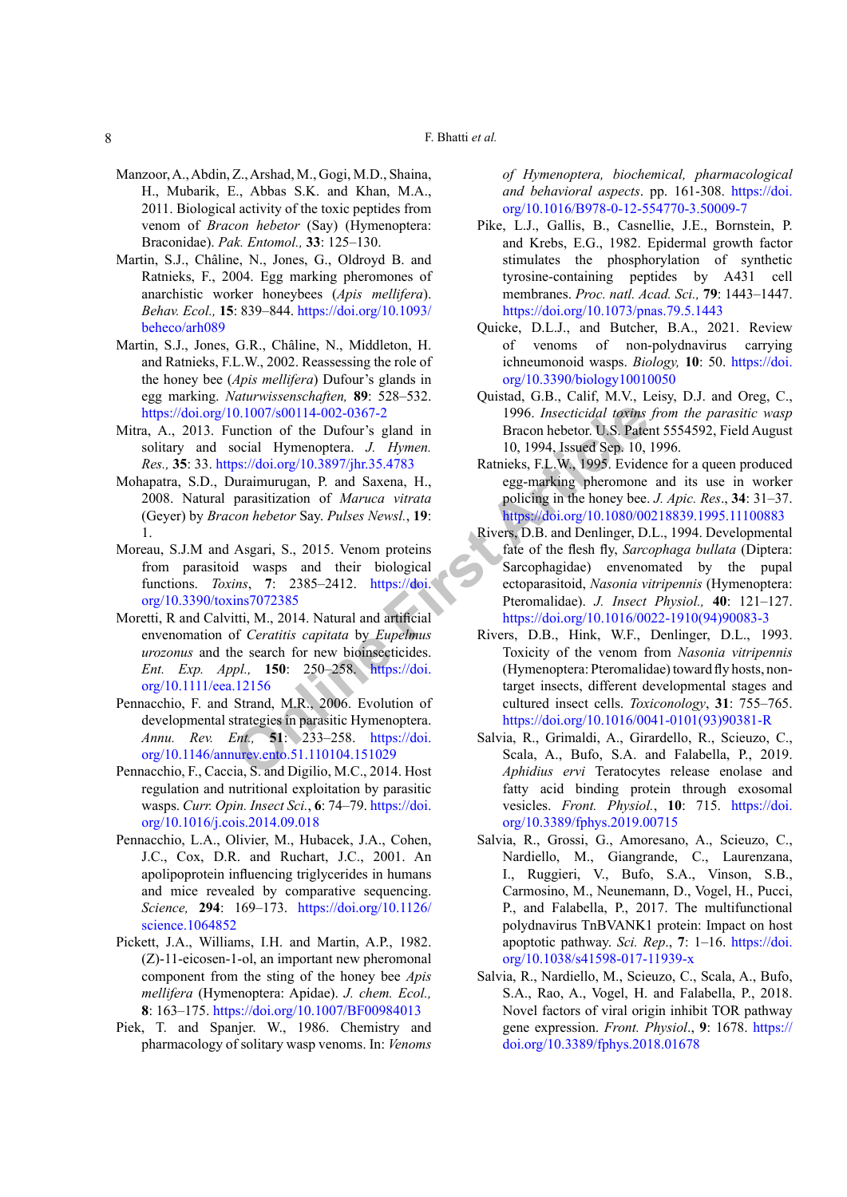Manzoor, A., Abdin, Z., Arshad, M., Gogi, M.D., Shaina, H., Mubarik, E., Abbas S.K. and Khan, M.A., 2011. Biological activity of the toxic peptides from venom of *Bracon hebetor* (Say) (Hymenoptera: Braconidae). *Pak. Entomol.,* **33**: 125–130.

Martin, S.J., Châline, N., Jones, G., Oldroyd B. and Ratnieks, F., 2004. Egg marking pheromones of anarchistic worker honeybees (*Apis mellifera*). *Behav. Ecol.,* **15**: 839–844. https://doi.org/10.1093/beheco/arh089

Martin, S.J., Jones, G.R., Châline, N., Middleton, H. and Ratnieks, F.L.W., 2002. Reassessing the role of the honey bee (*Apis mellifera*) Dufour's glands in egg marking. *Naturwissenschaften,* **89**: 528–532. https://doi.org/10.1007/s00114-002-0367-2

Mitra, A., 2013. Function of the Dufour's gland in solitary and social Hymenoptera. *J. Hymen. Res.,* **35**: 33. https://doi.org/10.3897/jhr.35.4783

Mohapatra, S.D., Duraimurugan, P. and Saxena, H., 2008. Natural parasitization of *Maruca vitrata* (Geyer) by *Bracon hebetor* Say. *Pulses Newsl.*, **19**: 1.

Moreau, S.J.M and Asgari, S., 2015. Venom proteins from parasitoid wasps and their biological functions. *Toxins,* **7**: 2385–2412. https://doi.org/10.3390/toxins7072385

Moretti, R and Calvitti, M., 2014. Natural and artificial envenomation of *Ceratitis capitata* by *Eupelmus urozonus* and the search for new bioinsecticides. *Ent. Exp. Appl.,* **150**: 250–258. https://doi.org/10.1111/eea.12156

Pennacchio, F. and Strand, M.R., 2006. Evolution of developmental strategies in parasitic Hymenoptera. *Annu. Rev. Ent.,* **51**: 233–258. https://doi.org/10.1146/annurev.ento.51.110104.151029

Pennacchio, F., Caccia, S. and Digilio, M.C., 2014. Host regulation and nutritional exploitation by parasitic wasps. *Curr. Opin. Insect Sci.*, **6**: 74–79. https://doi.org/10.1016/j.cois.2014.09.018

Pennacchio, L.A., Olivier, M., Hubacek, J.A., Cohen, J.C., Cox, D.R. and Ruchart, J.C., 2001. An apolipoprotein influencing triglycerides in humans and mice revealed by comparative sequencing. *Science,* **294**: 169–173. https://doi.org/10.1126/science.1064852

Pickett, J.A., Williams, I.H. and Martin, A.P., 1982. (Z)-11-eicosen-1-ol, an important new pheromonal component from the sting of the honey bee *Apis mellifera* (Hymenoptera: Apidae). *J. chem. Ecol.,* **8**: 163–175. https://doi.org/10.1007/BF00984013

Piek, T. and Spanjer. W., 1986. Chemistry and pharmacology of solitary wasp venoms. In: *Venoms of Hymenoptera, biochemical, pharmacological and behavioral aspects*. pp. 161-308. https://doi.org/10.1016/B978-0-12-554770-3.50009-7

Pike, L.J., Gallis, B., Casnellie, J.E., Bornstein, P. and Krebs, E.G., 1982. Epidermal growth factor stimulates the phosphorylation of synthetic tyrosine-containing peptides by A431 cell membranes. *Proc. natl. Acad. Sci.,* **79**: 1443–1447. https://doi.org/10.1073/pnas.79.5.1443

Quicke, D.L.J., and Butcher, B.A., 2021. Review of venoms of non-polydnavirus carrying ichneumonid wasps. *Biology,* **10**: 50. https://doi.org/10.3390/biology10010050

Quistad, G.B., Calif, M.V., Leisy, D.J. and Oreg, C., 1996. *Insecticidal toxins from the parasitic wasp* Bracon hebetor. U.S. Patent 5554592, Field August 10, 1994, Issued Sep. 10, 1996.

Ratnieks, F.L.W., 1995. Evidence for a queen produced egg-marking pheromone and its use in worker policing in the honey bee. *J. Apic. Res*., **34**: 31–37. https://doi.org/10.1080/00218839.1995.11100883

Rivers, D.B. and Denlinger, D.L., 1994. Developmental fate of the flesh fly, *Sarcophaga bullata* (Diptera: Sarcophagidae) envenomated by the pupal ectoparasitoid, *Nasonia vitripennis* (Hymenoptera: Pteromalidae). *J. Insect Physiol.,* **40**: 121–127. https://doi.org/10.1016/0022-1910(94)90083-3

Rivers, D.B., Hink, W.F., Denlinger, D.L., 1993. Toxicity of the venom from *Nasonia vitripennis* (Hymenoptera: Pteromalidae) toward fly hosts, non-target insects, different developmental stages and cultured insect cells. *Toxiconology*, **31**: 755–765. https://doi.org/10.1016/0041-0101(93)90381-R

Salvia, R., Grimaldi, A., Girardello, R., Scieuzo, C., Scala, A., Bufo, S.A. and Falabella, P., 2019. *Aphidius ervi* Teratocytes release enolase and fatty acid binding protein through exosomal vesicles. *Front. Physiol.,* **10**: 715. https://doi.org/10.3389/fphys.2019.00715

Salvia, R., Grossi, G., Amoresano, A., Scieuzo, C., Nardiello, M., Giangrande, C., Laurenzana, I., Ruggieri, V., Bufo, S.A., Vinson, S.B., Carmosino, M., Neunemann, D., Vogel, H., Pucci, P., and Falabella, P., 2017. The multifunctional polydnavirus TnBVANK1 protein: Impact on host apoptotic pathway. *Sci. Rep*., **7**: 1–16. https://doi.org/10.1038/s41598-017-11939-x

Salvia, R., Nardiello, M., Scieuzo, C., Scala, A., Bufo, S.A., Rao, A., Vogel, H. and Falabella, P., 2018. Novel factors of viral origin inhibit TOR pathway gene expression. *Front. Physiol*., **9**: 1678. https://doi.org/10.3389/fphys.2018.01678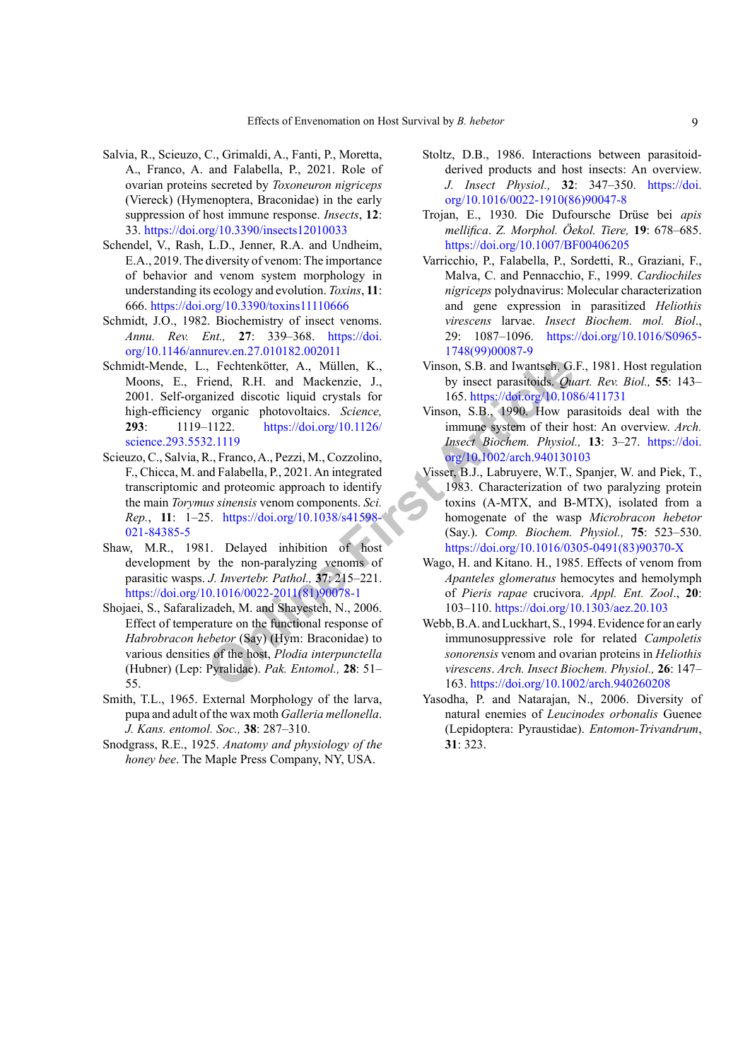Salvia, R., Scieuzo, C., Grimaldi, A., Fanti, P., Moretta, A., Franco, A. and Falabella, P., 2021. Role of ovarian proteins secreted by *Toxoneuron nigriceps* (Viereck) (Hymenoptera, Braconidae) in the early suppression of host immune response. *Insects*, **12**: 33. https://doi.org/10.3390/insects12010033

Schendel, V., Rash, L.D., Jenner, R.A. and Undheim, E.A., 2019. The diversity of venom: The importance of behavior and venom system morphology in understanding its ecology and evolution. *Toxins*, **11**: 666. https://doi.org/10.3390/toxins11110666

Schmidt, J.O., 1982. Biochemistry of insect venoms. *Annu. Rev. Ent.,* **27**: 339–368. https://doi.org/10.1146/annurev.en.27.010182.002011

Schmidt-Mende, L., Fechtenkötter, A., Müllen, K., Moons, E., Friend, R.H. and Mackenzie, J., 2001. Self-organized discotic liquid crystals for high-efficiency organic photovoltaics. *Science,* **293**: 1119–1122. https://doi.org/10.1126/science.293.5532.1119

Scieuzo, C., Salvia, R., Franco, A., Pezzi, M., Cozzolino, F., Chicca, M. and Falabella, P., 2021. An integrated transcriptomic and proteomic approach to identify the main *Torymus sinensis* venom components. *Sci. Rep.*, **11**: 1–25. https://doi.org/10.1038/s41598-021-84385-5

Shaw, M.R., 1981. Delayed inhibition of host development by the non-paralyzing venoms of parasitic wasps. *J. Invertebr. Pathol.,* **37**: 215–221. https://doi.org/10.1016/0022-2011(81)90078-1

Shojaei, S., Safaralizadeh, M. and Shayesteh, N., 2006. Effect of temperature on the functional response of *Habrobracon hebetor* (Say) (Hym: Braconidae) to various densities of the host, *Plodia interpunctella* (Hubner) (Lep: Pyralidae). *Pak. Entomol.,* **28**: 51–55.

Smith, T.L., 1965. External Morphology of the larva, pupa and adult of the wax moth *Galleria mellonella*. *J. Kans. entomol. Soc.,* **38**: 287–310.

Snodgrass, R.E., 1925. *Anatomy and physiology of the honey bee*. The Maple Press Company, NY, USA.

Stoltz, D.B., 1986. Interactions between parasitoid-derived products and host insects: An overview. *J. Insect Physiol.,* **32**: 347–350. https://doi.org/10.1016/0022-1910(86)90047-8

Trojan, E., 1930. Die Dufoursche Drüse bei *apis mellifica*. *Z. Morphol. Öekol. Tiere,* **19**: 678–685. https://doi.org/10.1007/BF00406205

Varricchio, P., Falabella, P., Sordetti, R., Graziani, F., Malva, C. and Pennacchio, F., 1999. *Cardiochiles nigriceps* polydnavirus: Molecular characterization and gene expression in parasitized *Heliothis virescens* larvae. *Insect Biochem. mol. Biol.*, 29: 1087–1096. https://doi.org/10.1016/S0965-1748(99)00087-9

Vinson, S.B. and Iwantsch, G.F., 1981. Host regulation by insect parasitoids. *Quart. Rev. Biol.,* **55**: 143–165. https://doi.org/10.1086/411731

Vinson, S.B., 1990. How parasitoids deal with the immune system of their host: An overview. *Arch. Insect Biochem. Physiol.,* **13**: 3–27. https://doi.org/10.1002/arch.940130103

Visser, B.J., Labruyere, W.T., Spanjer, W. and Piek, T., 1983. Characterization of two paralyzing protein toxins (A-MTX, and B-MTX), isolated from a homogenate of the wasp *Microbracon hebetor* (Say.). *Comp. Biochem. Physiol.,* **75**: 523–530. https://doi.org/10.1016/0305-0491(83)90370-X

Wago, H. and Kitano. H., 1985. Effects of venom from *Apanteles glomeratus* hemocytes and hemolymph of *Pieris rapae* crucivora. *Appl. Ent. Zool.*, **20**: 103–110. https://doi.org/10.1303/aez.20.103

Webb, B.A. and Luckhart, S., 1994. Evidence for an early immunosuppressive role for related *Campoletis sonorensis* venom and ovarian proteins in *Heliothis virescens*. *Arch. Insect Biochem. Physiol.,* **26**: 147–163. https://doi.org/10.1002/arch.940260208

Yasodha, P. and Natarajan, N., 2006. Diversity of natural enemies of *Leucinodes orbonalis* Guenee (Lepidoptera: Pyraustidae). *Entomon-Trivandrum*, **31**: 323.